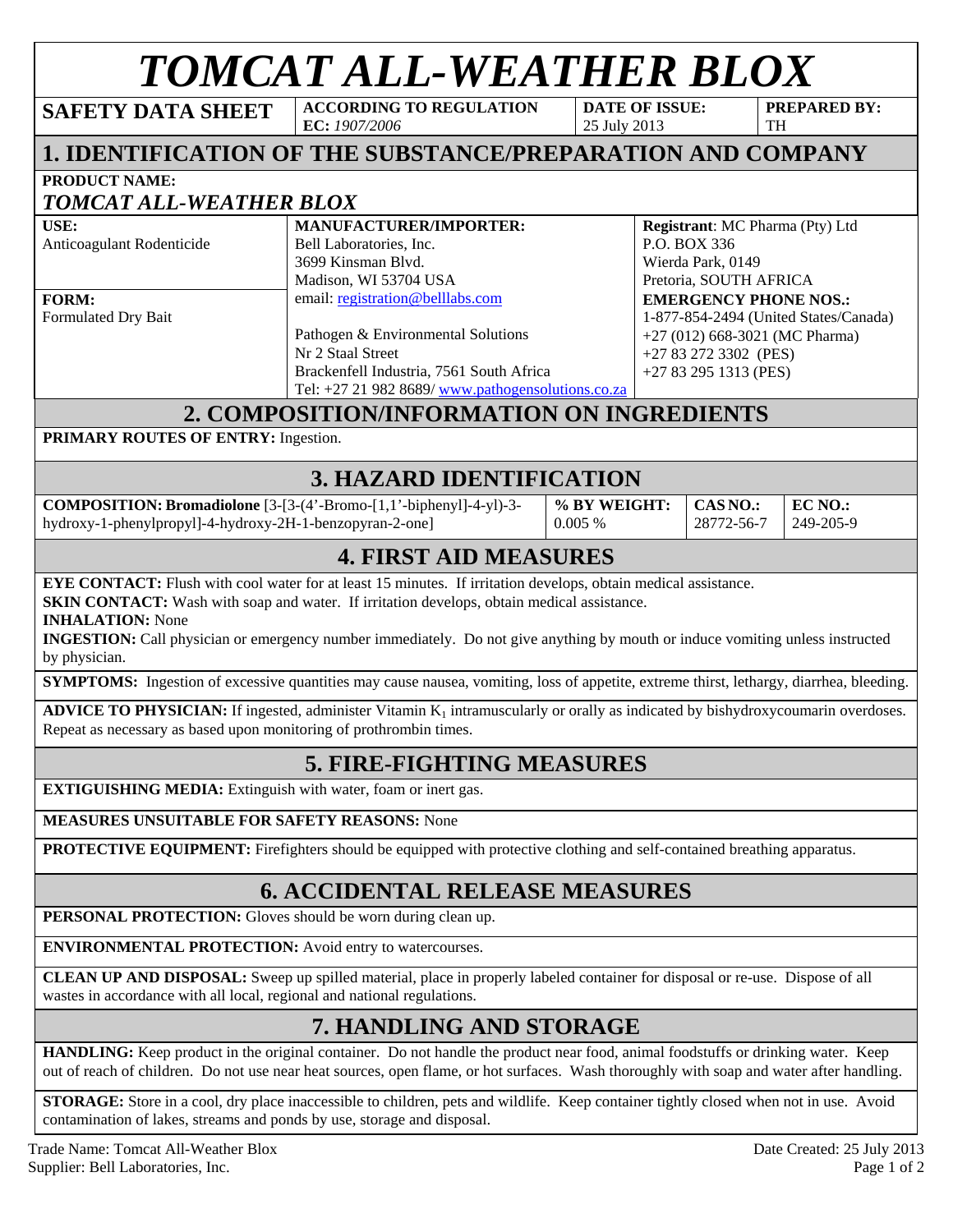# *TOMCAT ALL-WEATHER BLOX*

| **SAFETY DATA SHEET** | **ACCORDING TO REGULATION EC:** *1907/2006* | **DATE OF ISSUE:** 25 July 2013 | **PREPARED BY:** TH |
|---|---|---|---|

## 1. IDENTIFICATION OF THE SUBSTANCE/PREPARATION AND COMPANY

**PRODUCT NAME:**

***TOMCAT ALL-WEATHER BLOX***

| | | |
|---|---|---|
| **USE:**<br>Anticoagulant Rodenticide<br><br>**FORM:**<br>Formulated Dry Bait | **MANUFACTURER/IMPORTER:**<br>Bell Laboratories, Inc.<br>3699 Kinsman Blvd.<br>Madison, WI 53704 USA<br>email: registration@belllabs.com<br><br>Pathogen & Environmental Solutions<br>Nr 2 Staal Street<br>Brackenfell Industria, 7561 South Africa<br>Tel: +27 21 982 8689/ www.pathogensolutions.co.za | **Registrant**: MC Pharma (Pty) Ltd<br>P.O. BOX 336<br>Wierda Park, 0149<br>Pretoria, SOUTH AFRICA<br>**EMERGENCY PHONE NOS.:**<br>1-877-854-2494 (United States/Canada)<br>+27 (012) 668-3021 (MC Pharma)<br>+27 83 272 3302 (PES)<br>+27 83 295 1313 (PES) |

## 2. COMPOSITION/INFORMATION ON INGREDIENTS

**PRIMARY ROUTES OF ENTRY:** Ingestion.

## 3. HAZARD IDENTIFICATION

| **COMPOSITION:** | **% BY WEIGHT:** | **CAS NO.:** | **EC NO.:** |
|---|---|---|---|
| **Bromadiolone** [3-[3-(4'-Bromo-[1,1'-biphenyl]-4-yl)-3-hydroxy-1-phenylpropyl]-4-hydroxy-2H-1-benzopyran-2-one] | 0.005 % | 28772-56-7 | 249-205-9 |

## 4. FIRST AID MEASURES

**EYE CONTACT:** Flush with cool water for at least 15 minutes. If irritation develops, obtain medical assistance.
**SKIN CONTACT:** Wash with soap and water. If irritation develops, obtain medical assistance.
**INHALATION:** None
**INGESTION:** Call physician or emergency number immediately. Do not give anything by mouth or induce vomiting unless instructed by physician.

**SYMPTOMS:** Ingestion of excessive quantities may cause nausea, vomiting, loss of appetite, extreme thirst, lethargy, diarrhea, bleeding.

**ADVICE TO PHYSICIAN:** If ingested, administer Vitamin $K_1$ intramuscularly or orally as indicated by bishydroxycoumarin overdoses. Repeat as necessary as based upon monitoring of prothrombin times.

## 5. FIRE-FIGHTING MEASURES

**EXTIGUISHING MEDIA:** Extinguish with water, foam or inert gas.

**MEASURES UNSUITABLE FOR SAFETY REASONS:** None

**PROTECTIVE EQUIPMENT:** Firefighters should be equipped with protective clothing and self-contained breathing apparatus.

## 6. ACCIDENTAL RELEASE MEASURES

**PERSONAL PROTECTION:** Gloves should be worn during clean up.

**ENVIRONMENTAL PROTECTION:** Avoid entry to watercourses.

**CLEAN UP AND DISPOSAL:** Sweep up spilled material, place in properly labeled container for disposal or re-use. Dispose of all wastes in accordance with all local, regional and national regulations.

## 7. HANDLING AND STORAGE

**HANDLING:** Keep product in the original container. Do not handle the product near food, animal foodstuffs or drinking water. Keep out of reach of children. Do not use near heat sources, open flame, or hot surfaces. Wash thoroughly with soap and water after handling.

**STORAGE:** Store in a cool, dry place inaccessible to children, pets and wildlife. Keep container tightly closed when not in use. Avoid contamination of lakes, streams and ponds by use, storage and disposal.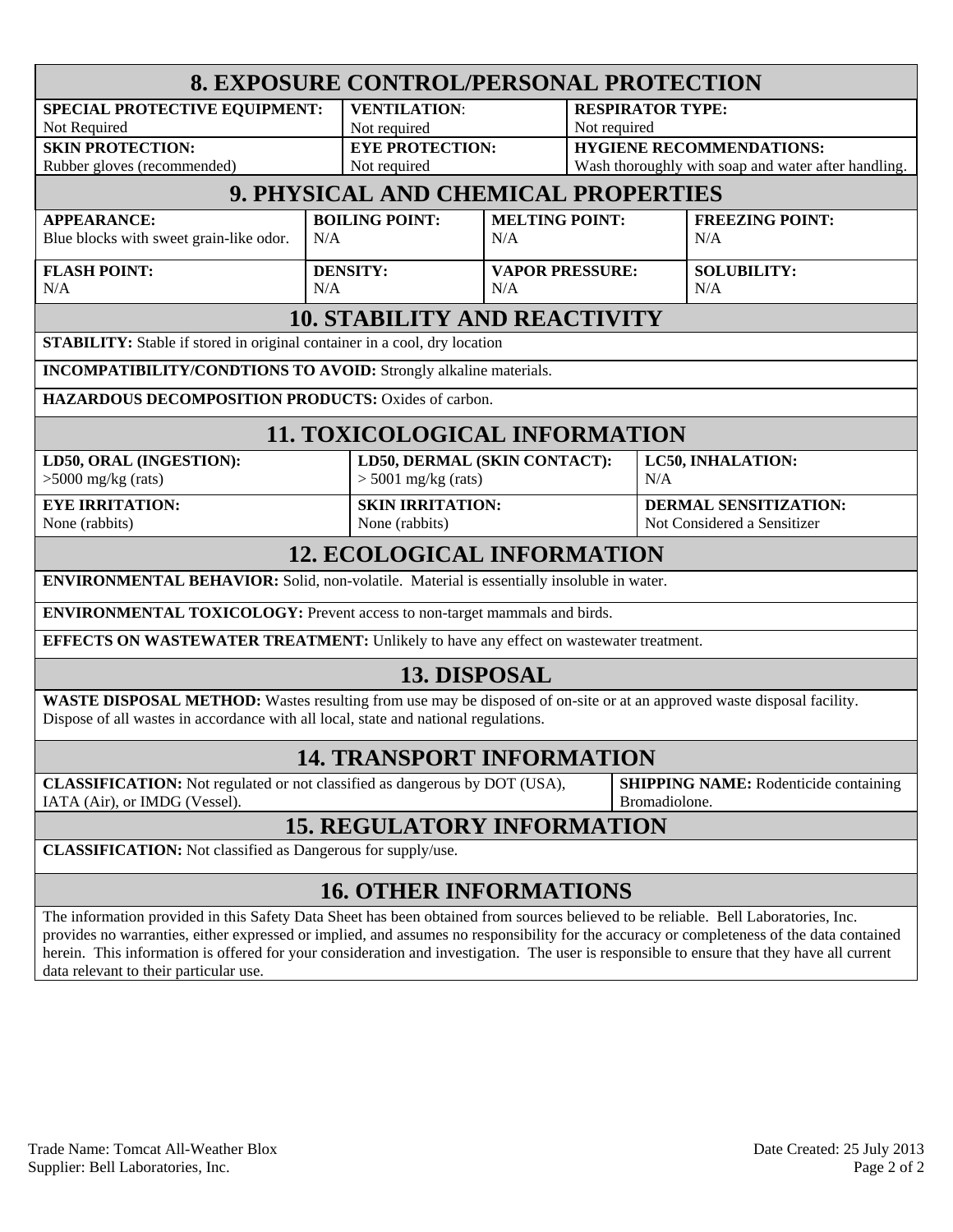## 8. EXPOSURE CONTROL/PERSONAL PROTECTION

| | | |
|---|---|---|
| **SPECIAL PROTECTIVE EQUIPMENT:** Not Required | **VENTILATION**: Not required | **RESPIRATOR TYPE:** Not required |
| **SKIN PROTECTION:** Rubber gloves (recommended) | **EYE PROTECTION:** Not required | **HYGIENE RECOMMENDATIONS:** Wash thoroughly with soap and water after handling. |

## 9. PHYSICAL AND CHEMICAL PROPERTIES

| | | | |
|---|---|---|---|
| **APPEARANCE:** Blue blocks with sweet grain-like odor. | **BOILING POINT:** N/A | **MELTING POINT:** N/A | **FREEZING POINT:** N/A |
| **FLASH POINT:** N/A | **DENSITY:** N/A | **VAPOR PRESSURE:** N/A | **SOLUBILITY:** N/A |

## 10. STABILITY AND REACTIVITY

**STABILITY:** Stable if stored in original container in a cool, dry location

**INCOMPATIBILITY/CONDTIONS TO AVOID:** Strongly alkaline materials.

**HAZARDOUS DECOMPOSITION PRODUCTS:** Oxides of carbon.

## 11. TOXICOLOGICAL INFORMATION

| | | |
|---|---|---|
| **LD50, ORAL (INGESTION):** >5000 mg/kg (rats) | **LD50, DERMAL (SKIN CONTACT):** > 5001 mg/kg (rats) | **LC50, INHALATION:** N/A |
| **EYE IRRITATION:** None (rabbits) | **SKIN IRRITATION:** None (rabbits) | **DERMAL SENSITIZATION:** Not Considered a Sensitizer |

## 12. ECOLOGICAL INFORMATION

**ENVIRONMENTAL BEHAVIOR:** Solid, non-volatile. Material is essentially insoluble in water.

**ENVIRONMENTAL TOXICOLOGY:** Prevent access to non-target mammals and birds.

**EFFECTS ON WASTEWATER TREATMENT:** Unlikely to have any effect on wastewater treatment.

## 13. DISPOSAL

**WASTE DISPOSAL METHOD:** Wastes resulting from use may be disposed of on-site or at an approved waste disposal facility. Dispose of all wastes in accordance with all local, state and national regulations.

## 14. TRANSPORT INFORMATION

| | |
|---|---|
| **CLASSIFICATION:** Not regulated or not classified as dangerous by DOT (USA), IATA (Air), or IMDG (Vessel). | **SHIPPING NAME:** Rodenticide containing Bromadiolone. |

## 15. REGULATORY INFORMATION

**CLASSIFICATION:** Not classified as Dangerous for supply/use.

## 16. OTHER INFORMATIONS

The information provided in this Safety Data Sheet has been obtained from sources believed to be reliable. Bell Laboratories, Inc. provides no warranties, either expressed or implied, and assumes no responsibility for the accuracy or completeness of the data contained herein. This information is offered for your consideration and investigation. The user is responsible to ensure that they have all current data relevant to their particular use.

Trade Name: Tomcat All-Weather Blox
Supplier: Bell Laboratories, Inc.

Date Created: 25 July 2013